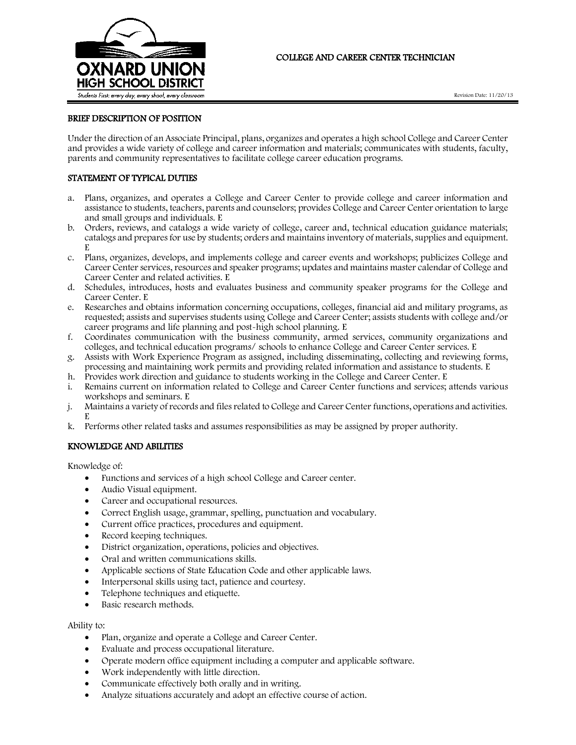OXNARD UNION HIGH SCHOOL DISTRICT

*Students First: every day, every school, every classroom*

# COLLEGE AND CAREER CENTER TECHNICIAN

Revision Date: 11/20/13

## BRIEF DESCRIPTION OF POSITION

Under the direction of an Associate Principal, plans, organizes and operates a high school College and Career Center and provides a wide variety of college and career information and materials; communicates with students, faculty, parents and community representatives to facilitate college career education programs.

## STATEMENT OF TYPICAL DUTIES

a. Plans, organizes, and operates a College and Career Center to provide college and career information and assistance to students, teachers, parents and counselors; provides College and Career Center orientation to large and small groups and individuals. E
b. Orders, reviews, and catalogs a wide variety of college, career and, technical education guidance materials; catalogs and prepares for use by students; orders and maintains inventory of materials, supplies and equipment. E
c. Plans, organizes, develops, and implements college and career events and workshops; publicizes College and Career Center services, resources and speaker programs; updates and maintains master calendar of College and Career Center and related activities. E
d. Schedules, introduces, hosts and evaluates business and community speaker programs for the College and Career Center. E
e. Researches and obtains information concerning occupations, colleges, financial aid and military programs, as requested; assists and supervises students using College and Career Center; assists students with college and/or career programs and life planning and post-high school planning. E
f. Coordinates communication with the business community, armed services, community organizations and colleges, and technical education programs/ schools to enhance College and Career Center services. E
g. Assists with Work Experience Program as assigned, including disseminating, collecting and reviewing forms, processing and maintaining work permits and providing related information and assistance to students. E
h. Provides work direction and guidance to students working in the College and Career Center. E
i. Remains current on information related to College and Career Center functions and services; attends various workshops and seminars. E
j. Maintains a variety of records and files related to College and Career Center functions, operations and activities. E
k. Performs other related tasks and assumes responsibilities as may be assigned by proper authority.

## KNOWLEDGE AND ABILITIES

Knowledge of:

- Functions and services of a high school College and Career center.
- Audio Visual equipment.
- Career and occupational resources.
- Correct English usage, grammar, spelling, punctuation and vocabulary.
- Current office practices, procedures and equipment.
- Record keeping techniques.
- District organization, operations, policies and objectives.
- Oral and written communications skills.
- Applicable sections of State Education Code and other applicable laws.
- Interpersonal skills using tact, patience and courtesy.
- Telephone techniques and etiquette.
- Basic research methods.

Ability to:

- Plan, organize and operate a College and Career Center.
- Evaluate and process occupational literature.
- Operate modern office equipment including a computer and applicable software.
- Work independently with little direction.
- Communicate effectively both orally and in writing.
- Analyze situations accurately and adopt an effective course of action.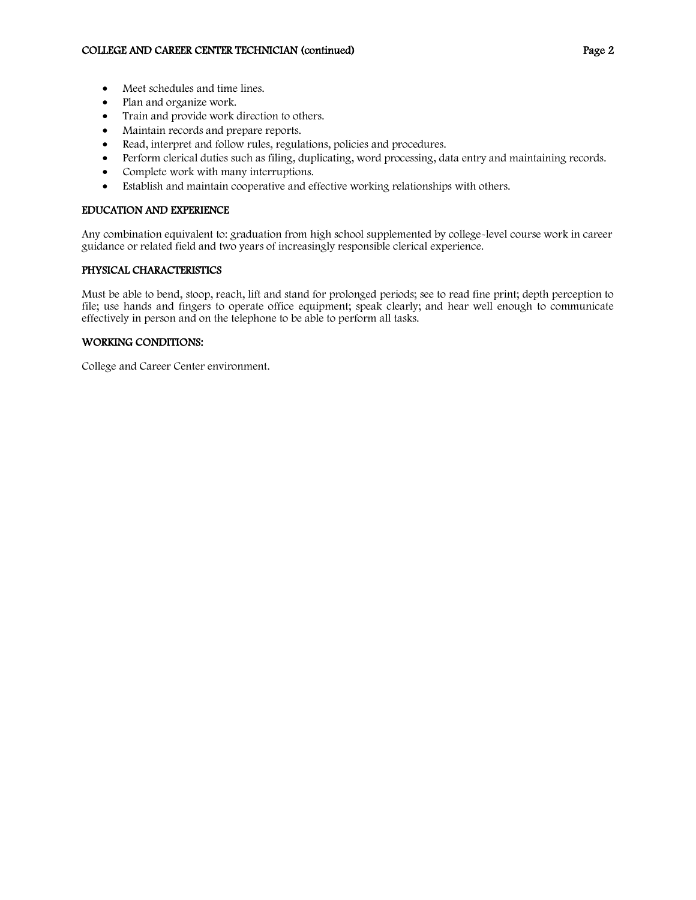- Meet schedules and time lines.
- Plan and organize work.
- Train and provide work direction to others.
- Maintain records and prepare reports.
- Read, interpret and follow rules, regulations, policies and procedures.
- Perform clerical duties such as filing, duplicating, word processing, data entry and maintaining records.
- Complete work with many interruptions.
- Establish and maintain cooperative and effective working relationships with others.

## EDUCATION AND EXPERIENCE

Any combination equivalent to: graduation from high school supplemented by college-level course work in career guidance or related field and two years of increasingly responsible clerical experience.

## PHYSICAL CHARACTERISTICS

Must be able to bend, stoop, reach, lift and stand for prolonged periods; see to read fine print; depth perception to file; use hands and fingers to operate office equipment; speak clearly; and hear well enough to communicate effectively in person and on the telephone to be able to perform all tasks.

## WORKING CONDITIONS:

College and Career Center environment.